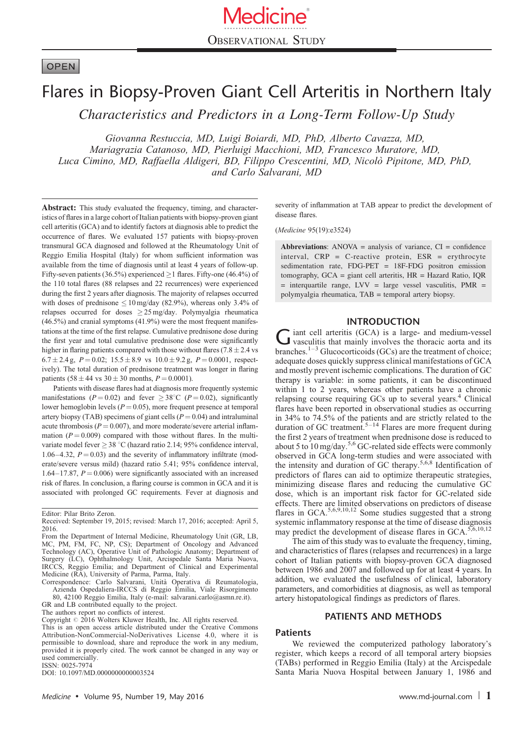OBSERVATIONAL STUDY

OPEN

# Flares in Biopsy-Proven Giant Cell Arteritis in Northern Italy

## Characteristics and Predictors in a Long-Term Follow-Up Study

*Giovanna Restuccia, MD, Luigi Boiardi, MD, PhD, Alberto Cavazza, MD, Mariagrazia Catanoso, MD, Pierluigi Macchioni, MD, Francesco Muratore, MD, Luca Cimino, MD, Raffaella Aldigeri, BD, Filippo Crescentini, MD, Nicolò Pipitone, MD, PhD, and Carlo Salvarani, MD*

**Abstract:** This study evaluated the frequency, timing, and characteristics of flares in a large cohort of Italian patients with biopsy-proven giant cell arteritis (GCA) and to identify factors at diagnosis able to predict the occurrence of flares. We evaluated 157 patients with biopsy-proven transmural GCA diagnosed and followed at the Rheumatology Unit of Reggio Emilia Hospital (Italy) for whom sufficient information was available from the time of diagnosis until at least 4 years of follow-up. Fifty-seven patients (36.5%) experienced ≥1 flares. Fifty-one (46.4%) of the 110 total flares (88 relapses and 22 recurrences) were experienced during the first 2 years after diagnosis. The majority of relapses occurred with doses of prednisone ≤10 mg/day (82.9%), whereas only 3.4% of relapses occurred for doses ≥25 mg/day. Polymyalgia rheumatica (46.5%) and cranial symptoms (41.9%) were the most frequent manifestations at the time of the first relapse. Cumulative prednisone dose during the first year and total cumulative prednisone dose were significantly higher in flaring patients compared with those without flares (7.8 ± 2.4 vs 6.7 ± 2.4 g, $P = 0.02$; 15.5 ± 8.9 vs 10.0 ± 9.2 g, $P = 0.0001$, respectively). The total duration of prednisone treatment was longer in flaring patients (58 ± 44 vs 30 ± 30 months, $P = 0.0001$).

Patients with disease flares had at diagnosis more frequently systemic manifestations ($P = 0.02$) and fever ≥38°C ($P = 0.02$), significantly lower hemoglobin levels ($P = 0.05$), more frequent presence at temporal artery biopsy (TAB) specimens of giant cells ($P = 0.04$) and intraluminal acute thrombosis ($P = 0.007$), and more moderate/severe arterial inflammation ($P = 0.009$) compared with those without flares. In the multivariate model fever ≥ 38 °C (hazard ratio 2.14; 95% confidence interval, 1.06–4.32, $P = 0.03$) and the severity of inflammatory infiltrate (moderate/severe versus mild) (hazard ratio 5.41; 95% confidence interval, 1.64–17.87, $P = 0.006$) were significantly associated with an increased risk of flares. In conclusion, a flaring course is common in GCA and it is associated with prolonged GC requirements. Fever at diagnosis and severity of inflammation at TAB appear to predict the development of disease flares.

(*Medicine* 95(19):e3524)

**Abbreviations**: ANOVA = analysis of variance, CI = confidence interval, CRP = C-reactive protein, ESR = erythrocyte sedimentation rate, FDG-PET = 18F-FDG positron emission tomography, GCA = giant cell arteritis, HR = Hazard Ratio, IQR = interquartile range, LVV = large vessel vasculitis, PMR = polymyalgia rheumatica, TAB = temporal artery biopsy.

Editor: Pilar Brito Zeron.
Received: September 19, 2015; revised: March 17, 2016; accepted: April 5, 2016.
From the Department of Internal Medicine, Rheumatology Unit (GR, LB, MC, PM, FM, FC, NP, CS); Department of Oncology and Advanced Technology (AC), Operative Unit of Pathologic Anatomy; Department of Surgery (LC), Ophthalmology Unit, Arcispedale Santa Maria Nuova, IRCCS, Reggio Emilia; and Department of Clinical and Experimental Medicine (RA), University of Parma, Parma, Italy.
Correspondence: Carlo Salvarani, Unità Operativa di Reumatologia, Azienda Ospedaliera-IRCCS di Reggio Emilia, Viale Risorgimento 80, 42100 Reggio Emilia, Italy (e-mail: salvarani.carlo@asmn.re.it).
GR and LB contributed equally to the project.
The authors report no conflicts of interest.
Copyright © 2016 Wolters Kluwer Health, Inc. All rights reserved.
This is an open access article distributed under the Creative Commons Attribution-NonCommercial-NoDerivatives License 4.0, where it is permissible to download, share and reproduce the work in any medium, provided it is properly cited. The work cannot be changed in any way or used commercially.
ISSN: 0025-7974
DOI: 10.1097/MD.0000000000003524

## INTRODUCTION

Giant cell arteritis (GCA) is a large- and medium-vessel vasculitis that mainly involves the thoracic aorta and its branches.[1–3] Glucocorticoids (GCs) are the treatment of choice; adequate doses quickly suppress clinical manifestations of GCA and mostly prevent ischemic complications. The duration of GC therapy is variable: in some patients, it can be discontinued within 1 to 2 years, whereas other patients have a chronic relapsing course requiring GCs up to several years.[4] Clinical flares have been reported in observational studies as occurring in 34% to 74.5% of the patients and are strictly related to the duration of GC treatment.[5–14] Flares are more frequent during the first 2 years of treatment when prednisone dose is reduced to about 5 to 10 mg/day.[5,6] GC-related side effects were commonly observed in GCA long-term studies and were associated with the intensity and duration of GC therapy.[5,6,8] Identification of predictors of flares can aid to optimize therapeutic strategies, minimizing disease flares and reducing the cumulative GC dose, which is an important risk factor for GC-related side effects. There are limited observations on predictors of disease flares in GCA.[5,6,9,10,12] Some studies suggested that a strong systemic inflammatory response at the time of disease diagnosis may predict the development of disease flares in GCA.[5,6,10,12]

The aim of this study was to evaluate the frequency, timing, and characteristics of flares (relapses and recurrences) in a large cohort of Italian patients with biopsy-proven GCA diagnosed between 1986 and 2007 and followed up for at least 4 years. In addition, we evaluated the usefulness of clinical, laboratory parameters, and comorbidities at diagnosis, as well as temporal artery histopatological findings as predictors of flares.

## PATIENTS AND METHODS

### Patients

We reviewed the computerized pathology laboratory's register, which keeps a record of all temporal artery biopsies (TABs) performed in Reggio Emilia (Italy) at the Arcispedale Santa Maria Nuova Hospital between January 1, 1986 and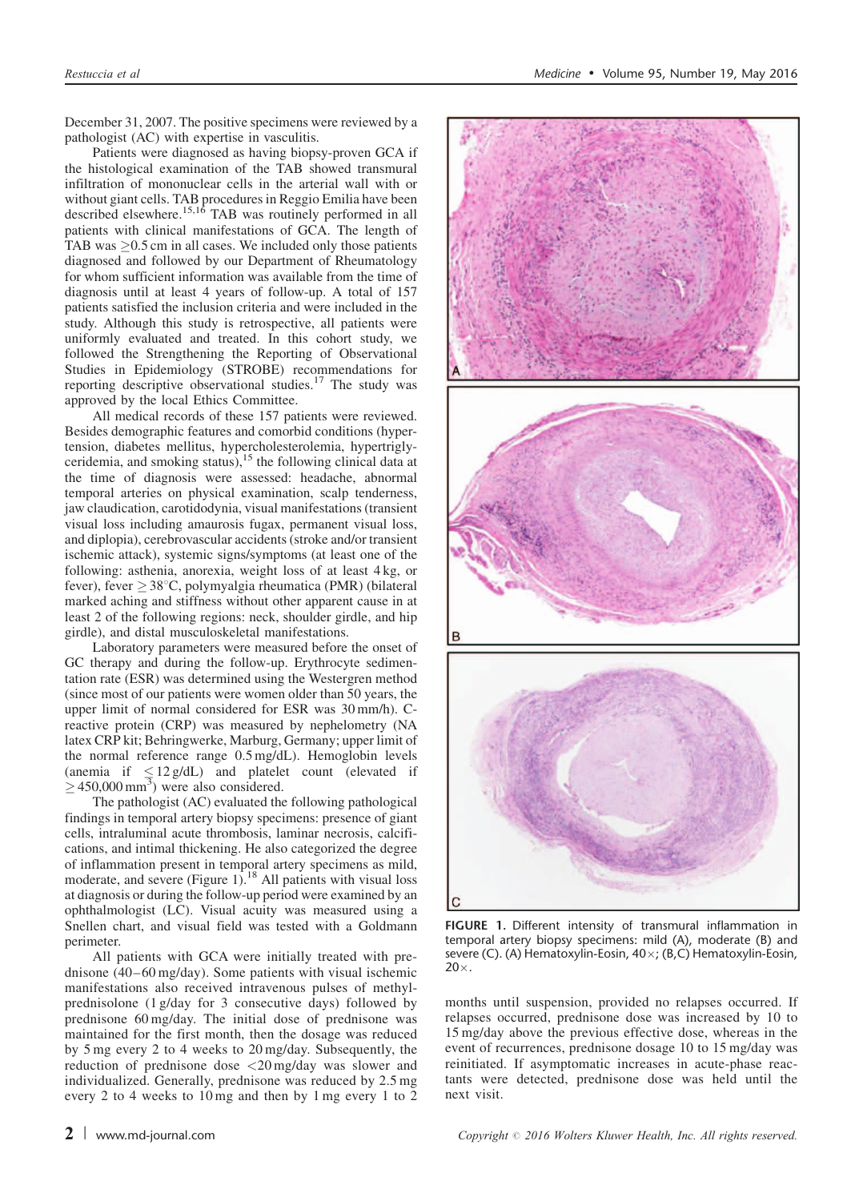December 31, 2007. The positive specimens were reviewed by a pathologist (AC) with expertise in vasculitis.

Patients were diagnosed as having biopsy-proven GCA if the histological examination of the TAB showed transmural infiltration of mononuclear cells in the arterial wall with or without giant cells. TAB procedures in Reggio Emilia have been described elsewhere.[15,16] TAB was routinely performed in all patients with clinical manifestations of GCA. The length of TAB was $\geq$0.5 cm in all cases. We included only those patients diagnosed and followed by our Department of Rheumatology for whom sufficient information was available from the time of diagnosis until at least 4 years of follow-up. A total of 157 patients satisfied the inclusion criteria and were included in the study. Although this study is retrospective, all patients were uniformly evaluated and treated. In this cohort study, we followed the Strengthening the Reporting of Observational Studies in Epidemiology (STROBE) recommendations for reporting descriptive observational studies.[17] The study was approved by the local Ethics Committee.

All medical records of these 157 patients were reviewed. Besides demographic features and comorbid conditions (hypertension, diabetes mellitus, hypercholesterolemia, hypertriglyceridemia, and smoking status),[15] the following clinical data at the time of diagnosis were assessed: headache, abnormal temporal arteries on physical examination, scalp tenderness, jaw claudication, carotidodynia, visual manifestations (transient visual loss including amaurosis fugax, permanent visual loss, and diplopia), cerebrovascular accidents (stroke and/or transient ischemic attack), systemic signs/symptoms (at least one of the following: asthenia, anorexia, weight loss of at least 4 kg, or fever), fever $\geq$ 38°C, polymyalgia rheumatica (PMR) (bilateral marked aching and stiffness without other apparent cause in at least 2 of the following regions: neck, shoulder girdle, and hip girdle), and distal musculoskeletal manifestations.

Laboratory parameters were measured before the onset of GC therapy and during the follow-up. Erythrocyte sedimentation rate (ESR) was determined using the Westergren method (since most of our patients were women older than 50 years, the upper limit of normal considered for ESR was 30 mm/h). C-reactive protein (CRP) was measured by nephelometry (NA latex CRP kit; Behringwerke, Marburg, Germany; upper limit of the normal reference range 0.5 mg/dL). Hemoglobin levels (anemia if $\leq$12 g/dL) and platelet count (elevated if $\geq$450,000 mm$^3$) were also considered.

The pathologist (AC) evaluated the following pathological findings in temporal artery biopsy specimens: presence of giant cells, intraluminal acute thrombosis, laminar necrosis, calcifications, and intimal thickening. He also categorized the degree of inflammation present in temporal artery specimens as mild, moderate, and severe (Figure 1).[18] All patients with visual loss at diagnosis or during the follow-up period were examined by an ophthalmologist (LC). Visual acuity was measured using a Snellen chart, and visual field was tested with a Goldmann perimeter.

All patients with GCA were initially treated with prednisone (40–60 mg/day). Some patients with visual ischemic manifestations also received intravenous pulses of methylprednisolone (1 g/day for 3 consecutive days) followed by prednisone 60 mg/day. The initial dose of prednisone was maintained for the first month, then the dosage was reduced by 5 mg every 2 to 4 weeks to 20 mg/day. Subsequently, the reduction of prednisone dose <20 mg/day was slower and individualized. Generally, prednisone was reduced by 2.5 mg every 2 to 4 weeks to 10 mg and then by 1 mg every 1 to 2 months until suspension, provided no relapses occurred. If relapses occurred, prednisone dose was increased by 10 to 15 mg/day above the previous effective dose, whereas in the event of recurrences, prednisone dosage 10 to 15 mg/day was reinitiated. If asymptomatic increases in acute-phase reactants were detected, prednisone dose was held until the next visit.

**FIGURE 1.** Different intensity of transmural inflammation in temporal artery biopsy specimens: mild (A), moderate (B) and severe (C). (A) Hematoxylin-Eosin, 40×; (B,C) Hematoxylin-Eosin, 20×.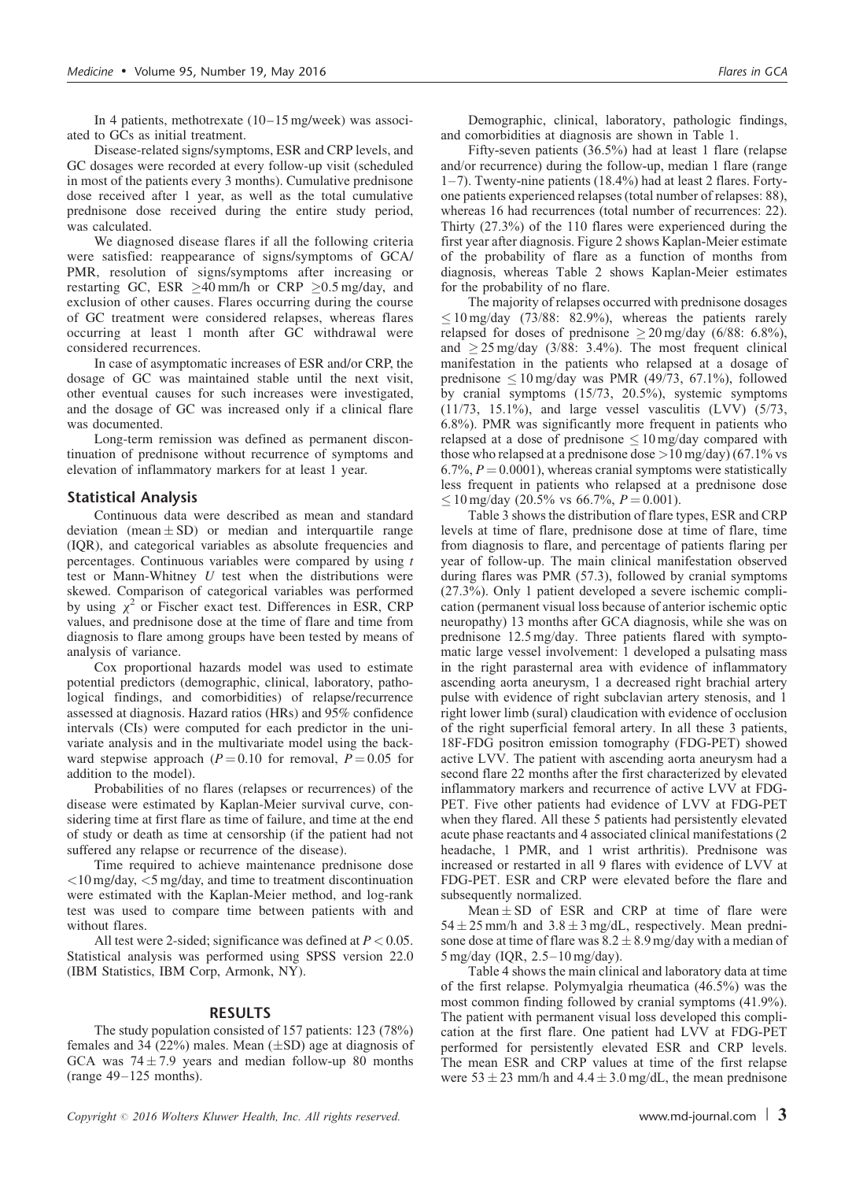In 4 patients, methotrexate (10–15 mg/week) was associated to GCs as initial treatment.

Disease-related signs/symptoms, ESR and CRP levels, and GC dosages were recorded at every follow-up visit (scheduled in most of the patients every 3 months). Cumulative prednisone dose received after 1 year, as well as the total cumulative prednisone dose received during the entire study period, was calculated.

We diagnosed disease flares if all the following criteria were satisfied: reappearance of signs/symptoms of GCA/PMR, resolution of signs/symptoms after increasing or restarting GC, ESR $\geq$40 mm/h or CRP $\geq$0.5 mg/day, and exclusion of other causes. Flares occurring during the course of GC treatment were considered relapses, whereas flares occurring at least 1 month after GC withdrawal were considered recurrences.

In case of asymptomatic increases of ESR and/or CRP, the dosage of GC was maintained stable until the next visit, other eventual causes for such increases were investigated, and the dosage of GC was increased only if a clinical flare was documented.

Long-term remission was defined as permanent discontinuation of prednisone without recurrence of symptoms and elevation of inflammatory markers for at least 1 year.

## Statistical Analysis

Continuous data were described as mean and standard deviation (mean $\pm$ SD) or median and interquartile range (IQR), and categorical variables as absolute frequencies and percentages. Continuous variables were compared by using *t* test or Mann-Whitney *U* test when the distributions were skewed. Comparison of categorical variables was performed by using $\chi^2$ or Fischer exact test. Differences in ESR, CRP values, and prednisone dose at the time of flare and time from diagnosis to flare among groups have been tested by means of analysis of variance.

Cox proportional hazards model was used to estimate potential predictors (demographic, clinical, laboratory, pathological findings, and comorbidities) of relapse/recurrence assessed at diagnosis. Hazard ratios (HRs) and 95% confidence intervals (CIs) were computed for each predictor in the univariate analysis and in the multivariate model using the backward stepwise approach ($P = 0.10$ for removal, $P = 0.05$ for addition to the model).

Probabilities of no flares (relapses or recurrences) of the disease were estimated by Kaplan-Meier survival curve, considering time at first flare as time of failure, and time at the end of study or death as time at censorship (if the patient had not suffered any relapse or recurrence of the disease).

Time required to achieve maintenance prednisone dose <10 mg/day, <5 mg/day, and time to treatment discontinuation were estimated with the Kaplan-Meier method, and log-rank test was used to compare time between patients with and without flares.

All test were 2-sided; significance was defined at $P < 0.05$. Statistical analysis was performed using SPSS version 22.0 (IBM Statistics, IBM Corp, Armonk, NY).

## RESULTS

The study population consisted of 157 patients: 123 (78%) females and 34 (22%) males. Mean ($\pm$SD) age at diagnosis of GCA was 74 $\pm$ 7.9 years and median follow-up 80 months (range 49–125 months).

Demographic, clinical, laboratory, pathologic findings, and comorbidities at diagnosis are shown in Table 1.

Fifty-seven patients (36.5%) had at least 1 flare (relapse and/or recurrence) during the follow-up, median 1 flare (range 1–7). Twenty-nine patients (18.4%) had at least 2 flares. Forty-one patients experienced relapses (total number of relapses: 88), whereas 16 had recurrences (total number of recurrences: 22). Thirty (27.3%) of the 110 flares were experienced during the first year after diagnosis. Figure 2 shows Kaplan-Meier estimate of the probability of flare as a function of months from diagnosis, whereas Table 2 shows Kaplan-Meier estimates for the probability of no flare.

The majority of relapses occurred with prednisone dosages $\leq$10 mg/day (73/88: 82.9%), whereas the patients rarely relapsed for doses of prednisone $\geq$20 mg/day (6/88: 6.8%), and $\geq$25 mg/day (3/88: 3.4%). The most frequent clinical manifestation in the patients who relapsed at a dosage of prednisone $\leq$10 mg/day was PMR (49/73, 67.1%), followed by cranial symptoms (15/73, 20.5%), systemic symptoms (11/73, 15.1%), and large vessel vasculitis (LVV) (5/73, 6.8%). PMR was significantly more frequent in patients who relapsed at a dose of prednisone $\leq$10 mg/day compared with those who relapsed at a prednisone dose >10 mg/day) (67.1% vs 6.7%, $P = 0.0001$), whereas cranial symptoms were statistically less frequent in patients who relapsed at a prednisone dose $\leq$10 mg/day (20.5% vs 66.7%, $P = 0.001$).

Table 3 shows the distribution of flare types, ESR and CRP levels at time of flare, prednisone dose at time of flare, time from diagnosis to flare, and percentage of patients flaring per year of follow-up. The main clinical manifestation observed during flares was PMR (57.3), followed by cranial symptoms (27.3%). Only 1 patient developed a severe ischemic complication (permanent visual loss because of anterior ischemic optic neuropathy) 13 months after GCA diagnosis, while she was on prednisone 12.5 mg/day. Three patients flared with symptomatic large vessel involvement: 1 developed a pulsating mass in the right parasternal area with evidence of inflammatory ascending aorta aneurysm, 1 a decreased right brachial artery pulse with evidence of right subclavian artery stenosis, and 1 right lower limb (sural) claudication with evidence of occlusion of the right superficial femoral artery. In all these 3 patients, 18F-FDG positron emission tomography (FDG-PET) showed active LVV. The patient with ascending aorta aneurysm had a second flare 22 months after the first characterized by elevated inflammatory markers and recurrence of active LVV at FDG-PET. Five other patients had evidence of LVV at FDG-PET when they flared. All these 5 patients had persistently elevated acute phase reactants and 4 associated clinical manifestations (2 headache, 1 PMR, and 1 wrist arthritis). Prednisone was increased or restarted in all 9 flares with evidence of LVV at FDG-PET. ESR and CRP were elevated before the flare and subsequently normalized.

Mean $\pm$ SD of ESR and CRP at time of flare were 54 $\pm$ 25 mm/h and 3.8 $\pm$ 3 mg/dL, respectively. Mean prednisone dose at time of flare was 8.2 $\pm$ 8.9 mg/day with a median of 5 mg/day (IQR, 2.5–10 mg/day).

Table 4 shows the main clinical and laboratory data at time of the first relapse. Polymyalgia rheumatica (46.5%) was the most common finding followed by cranial symptoms (41.9%). The patient with permanent visual loss developed this complication at the first flare. One patient had LVV at FDG-PET performed for persistently elevated ESR and CRP levels. The mean ESR and CRP values at time of the first relapse were 53 $\pm$ 23 mm/h and 4.4 $\pm$ 3.0 mg/dL, the mean prednisone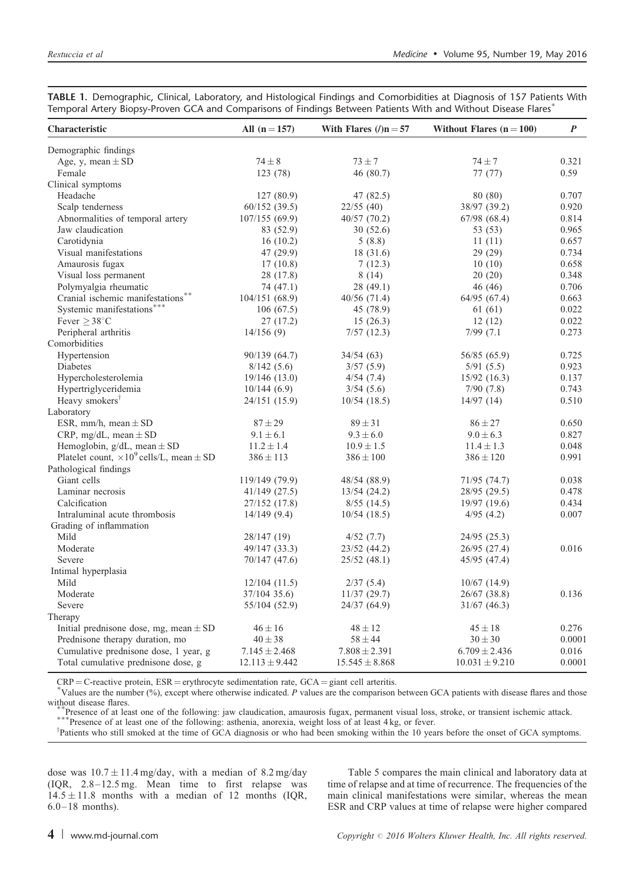TABLE 1. Demographic, Clinical, Laboratory, and Histological Findings and Comorbidities at Diagnosis of 157 Patients With Temporal Artery Biopsy-Proven GCA and Comparisons of Findings Between Patients With and Without Disease Flares*

| Characteristic | All (n = 157) | With Flares (/)n = 57 | Without Flares (n = 100) | *P* |
|---|---|---|---|---|
| Demographic findings | | | | |
| Age, y, mean ± SD | 74 ± 8 | 73 ± 7 | 74 ± 7 | 0.321 |
| Female | 123 (78) | 46 (80.7) | 77 (77) | 0.59 |
| Clinical symptoms | | | | |
| Headache | 127 (80.9) | 47 (82.5) | 80 (80) | 0.707 |
| Scalp tenderness | 60/152 (39.5) | 22/55 (40) | 38/97 (39.2) | 0.920 |
| Abnormalities of temporal artery | 107/155 (69.9) | 40/57 (70.2) | 67/98 (68.4) | 0.814 |
| Jaw claudication | 83 (52.9) | 30 (52.6) | 53 (53) | 0.965 |
| Carotidynia | 16 (10.2) | 5 (8.8) | 11 (11) | 0.657 |
| Visual manifestations | 47 (29.9) | 18 (31.6) | 29 (29) | 0.734 |
| Amaurosis fugax | 17 (10.8) | 7 (12.3) | 10 (10) | 0.658 |
| Visual loss permanent | 28 (17.8) | 8 (14) | 20 (20) | 0.348 |
| Polymyalgia rheumatic | 74 (47.1) | 28 (49.1) | 46 (46) | 0.706 |
| Cranial ischemic manifestations** | 104/151 (68.9) | 40/56 (71.4) | 64/95 (67.4) | 0.663 |
| Systemic manifestations*** | 106 (67.5) | 45 (78.9) | 61 (61) | 0.022 |
| Fever ≥ 38°C | 27 (17.2) | 15 (26.3) | 12 (12) | 0.022 |
| Peripheral arthritis | 14/156 (9) | 7/57 (12.3) | 7/99 (7.1 | 0.273 |
| Comorbidities | | | | |
| Hypertension | 90/139 (64.7) | 34/54 (63) | 56/85 (65.9) | 0.725 |
| Diabetes | 8/142 (5.6) | 3/57 (5.9) | 5/91 (5.5) | 0.923 |
| Hypercholesterolemia | 19/146 (13.0) | 4/54 (7.4) | 15/92 (16.3) | 0.137 |
| Hypertriglyceridemia | 10/144 (6.9) | 3/54 (5.6) | 7/90 (7.8) | 0.743 |
| Heavy smokers† | 24/151 (15.9) | 10/54 (18.5) | 14/97 (14) | 0.510 |
| Laboratory | | | | |
| ESR, mm/h, mean ± SD | 87 ± 29 | 89 ± 31 | 86 ± 27 | 0.650 |
| CRP, mg/dL, mean ± SD | 9.1 ± 6.1 | 9.3 ± 6.0 | 9.0 ± 6.3 | 0.827 |
| Hemoglobin, g/dL, mean ± SD | 11.2 ± 1.4 | 10.9 ± 1.5 | 11.4 ± 1.3 | 0.048 |
| Platelet count, $\times 10^9$ cells/L, mean ± SD | 386 ± 113 | 386 ± 100 | 386 ± 120 | 0.991 |
| Pathological findings | | | | |
| Giant cells | 119/149 (79.9) | 48/54 (88.9) | 71/95 (74.7) | 0.038 |
| Laminar necrosis | 41/149 (27.5) | 13/54 (24.2) | 28/95 (29.5) | 0.478 |
| Calcification | 27/152 (17.8) | 8/55 (14.5) | 19/97 (19.6) | 0.434 |
| Intraluminal acute thrombosis | 14/149 (9.4) | 10/54 (18.5) | 4/95 (4.2) | 0.007 |
| Grading of inflammation | | | | |
| Mild | 28/147 (19) | 4/52 (7.7) | 24/95 (25.3) | |
| Moderate | 49/147 (33.3) | 23/52 (44.2) | 26/95 (27.4) | 0.016 |
| Severe | 70/147 (47.6) | 25/52 (48.1) | 45/95 (47.4) | |
| Intimal hyperplasia | | | | |
| Mild | 12/104 (11.5) | 2/37 (5.4) | 10/67 (14.9) | |
| Moderate | 37/104 35.6) | 11/37 (29.7) | 26/67 (38.8) | 0.136 |
| Severe | 55/104 (52.9) | 24/37 (64.9) | 31/67 (46.3) | |
| Therapy | | | | |
| Initial prednisone dose, mg, mean ± SD | 46 ± 16 | 48 ± 12 | 45 ± 18 | 0.276 |
| Prednisone therapy duration, mo | 40 ± 38 | 58 ± 44 | 30 ± 30 | 0.0001 |
| Cumulative prednisone dose, 1 year, g | 7.145 ± 2.468 | 7.808 ± 2.391 | 6.709 ± 2.436 | 0.016 |
| Total cumulative prednisone dose, g | 12.113 ± 9.442 | 15.545 ± 8.868 | 10.031 ± 9.210 | 0.0001 |

CRP = C-reactive protein, ESR = erythrocyte sedimentation rate, GCA = giant cell arteritis.
*Values are the number (%), except where otherwise indicated. *P* values are the comparison between GCA patients with disease flares and those without disease flares.
**Presence of at least one of the following: jaw claudication, amaurosis fugax, permanent visual loss, stroke, or transient ischemic attack.
***Presence of at least one of the following: asthenia, anorexia, weight loss of at least 4 kg, or fever.
†Patients who still smoked at the time of GCA diagnosis or who had been smoking within the 10 years before the onset of GCA symptoms.

dose was 10.7 ± 11.4 mg/day, with a median of 8.2 mg/day (IQR, 2.8–12.5 mg. Mean time to first relapse was 14.5 ± 11.8 months with a median of 12 months (IQR, 6.0–18 months).

Table 5 compares the main clinical and laboratory data at time of relapse and at time of recurrence. The frequencies of the main clinical manifestations were similar, whereas the mean ESR and CRP values at time of relapse were higher compared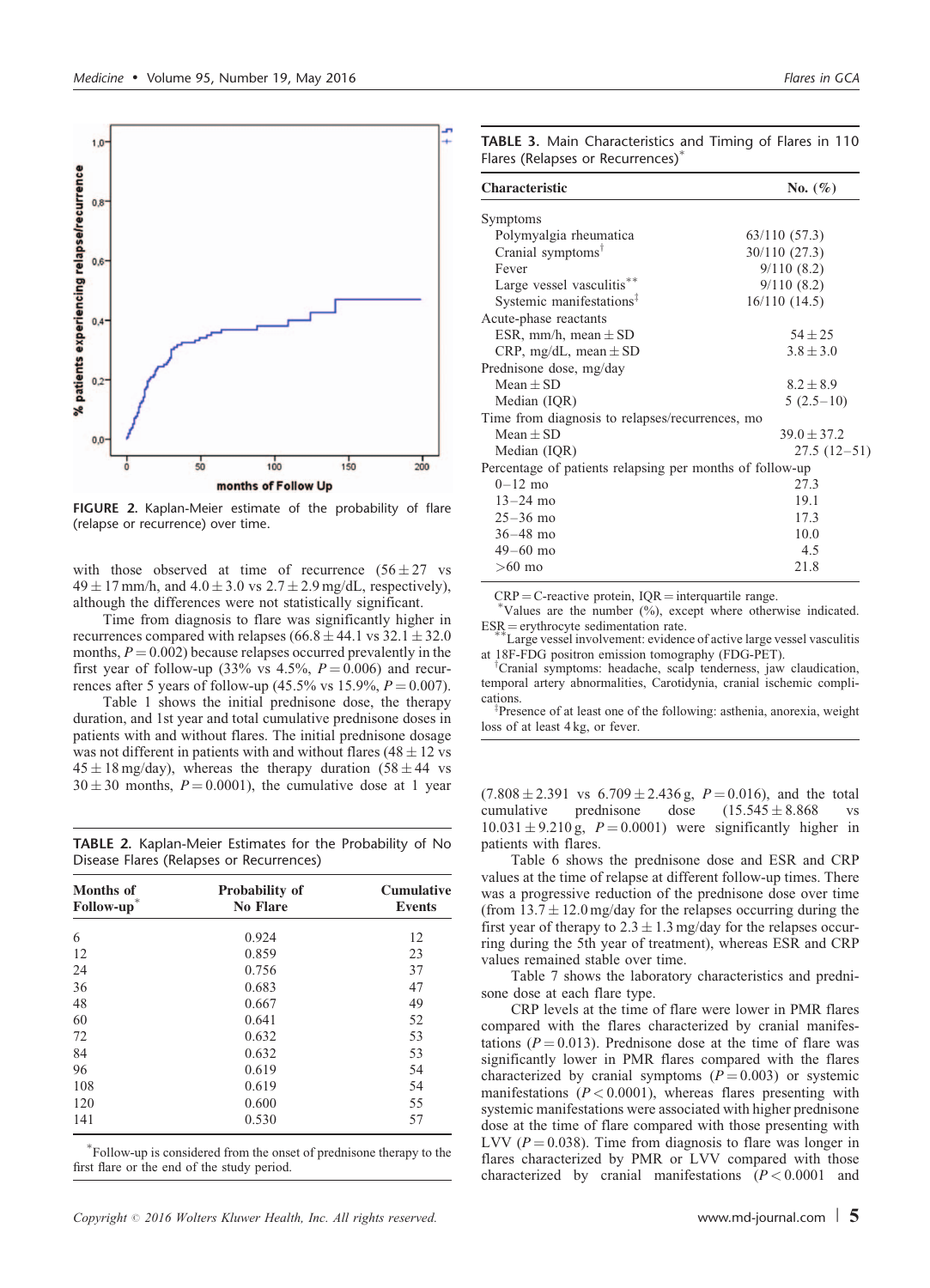FIGURE 2. Kaplan-Meier estimate of the probability of flare (relapse or recurrence) over time.

with those observed at time of recurrence (56 ± 27 vs 49 ± 17 mm/h, and 4.0 ± 3.0 vs 2.7 ± 2.9 mg/dL, respectively), although the differences were not statistically significant.

Time from diagnosis to flare was significantly higher in recurrences compared with relapses (66.8 ± 44.1 vs 32.1 ± 32.0 months, $P = 0.002$) because relapses occurred prevalently in the first year of follow-up (33% vs 4.5%, $P = 0.006$) and recurrences after 5 years of follow-up (45.5% vs 15.9%, $P = 0.007$).

Table 1 shows the initial prednisone dose, the therapy duration, and 1st year and total cumulative prednisone doses in patients with and without flares. The initial prednisone dosage was not different in patients with and without flares (48 ± 12 vs 45 ± 18 mg/day), whereas the therapy duration (58 ± 44 vs 30 ± 30 months, $P = 0.0001$), the cumulative dose at 1 year

TABLE 2. Kaplan-Meier Estimates for the Probability of No Disease Flares (Relapses or Recurrences)

| Months of Follow-up* | Probability of No Flare | Cumulative Events |
|---|---|---|
| 6 | 0.924 | 12 |
| 12 | 0.859 | 23 |
| 24 | 0.756 | 37 |
| 36 | 0.683 | 47 |
| 48 | 0.667 | 49 |
| 60 | 0.641 | 52 |
| 72 | 0.632 | 53 |
| 84 | 0.632 | 53 |
| 96 | 0.619 | 54 |
| 108 | 0.619 | 54 |
| 120 | 0.600 | 55 |
| 141 | 0.530 | 57 |

*Follow-up is considered from the onset of prednisone therapy to the first flare or the end of the study period.

TABLE 3. Main Characteristics and Timing of Flares in 110 Flares (Relapses or Recurrences)*

| Characteristic | No. (%) |
|---|---|
| Symptoms | |
| Polymyalgia rheumatica | 63/110 (57.3) |
| Cranial symptoms† | 30/110 (27.3) |
| Fever | 9/110 (8.2) |
| Large vessel vasculitis** | 9/110 (8.2) |
| Systemic manifestations‡ | 16/110 (14.5) |
| Acute-phase reactants | |
| ESR, mm/h, mean ± SD | 54 ± 25 |
| CRP, mg/dL, mean ± SD | 3.8 ± 3.0 |
| Prednisone dose, mg/day | |
| Mean ± SD | 8.2 ± 8.9 |
| Median (IQR) | 5 (2.5–10) |
| Time from diagnosis to relapses/recurrences, mo | |
| Mean ± SD | 39.0 ± 37.2 |
| Median (IQR) | 27.5 (12–51) |
| Percentage of patients relapsing per months of follow-up | |
| 0–12 mo | 27.3 |
| 13–24 mo | 19.1 |
| 25–36 mo | 17.3 |
| 36–48 mo | 10.0 |
| 49–60 mo | 4.5 |
| >60 mo | 21.8 |

CRP = C-reactive protein, IQR = interquartile range.
*Values are the number (%), except where otherwise indicated. ESR = erythrocyte sedimentation rate.
**Large vessel involvement: evidence of active large vessel vasculitis at 18F-FDG positron emission tomography (FDG-PET).
†Cranial symptoms: headache, scalp tenderness, jaw claudication, temporal artery abnormalities, Carotidynia, cranial ischemic complications.
‡Presence of at least one of the following: asthenia, anorexia, weight loss of at least 4 kg, or fever.

(7.808 ± 2.391 vs 6.709 ± 2.436 g, $P = 0.016$), and the total cumulative prednisone dose (15.545 ± 8.868 vs 10.031 ± 9.210 g, $P = 0.0001$) were significantly higher in patients with flares.

Table 6 shows the prednisone dose and ESR and CRP values at the time of relapse at different follow-up times. There was a progressive reduction of the prednisone dose over time (from 13.7 ± 12.0 mg/day for the relapses occurring during the first year of therapy to 2.3 ± 1.3 mg/day for the relapses occurring during the 5th year of treatment), whereas ESR and CRP values remained stable over time.

Table 7 shows the laboratory characteristics and prednisone dose at each flare type.

CRP levels at the time of flare were lower in PMR flares compared with the flares characterized by cranial manifestations ($P = 0.013$). Prednisone dose at the time of flare was significantly lower in PMR flares compared with the flares characterized by cranial symptoms ($P = 0.003$) or systemic manifestations ($P < 0.0001$), whereas flares presenting with systemic manifestations were associated with higher prednisone dose at the time of flare compared with those presenting with LVV ($P = 0.038$). Time from diagnosis to flare was longer in flares characterized by PMR or LVV compared with those characterized by cranial manifestations ($P < 0.0001$ and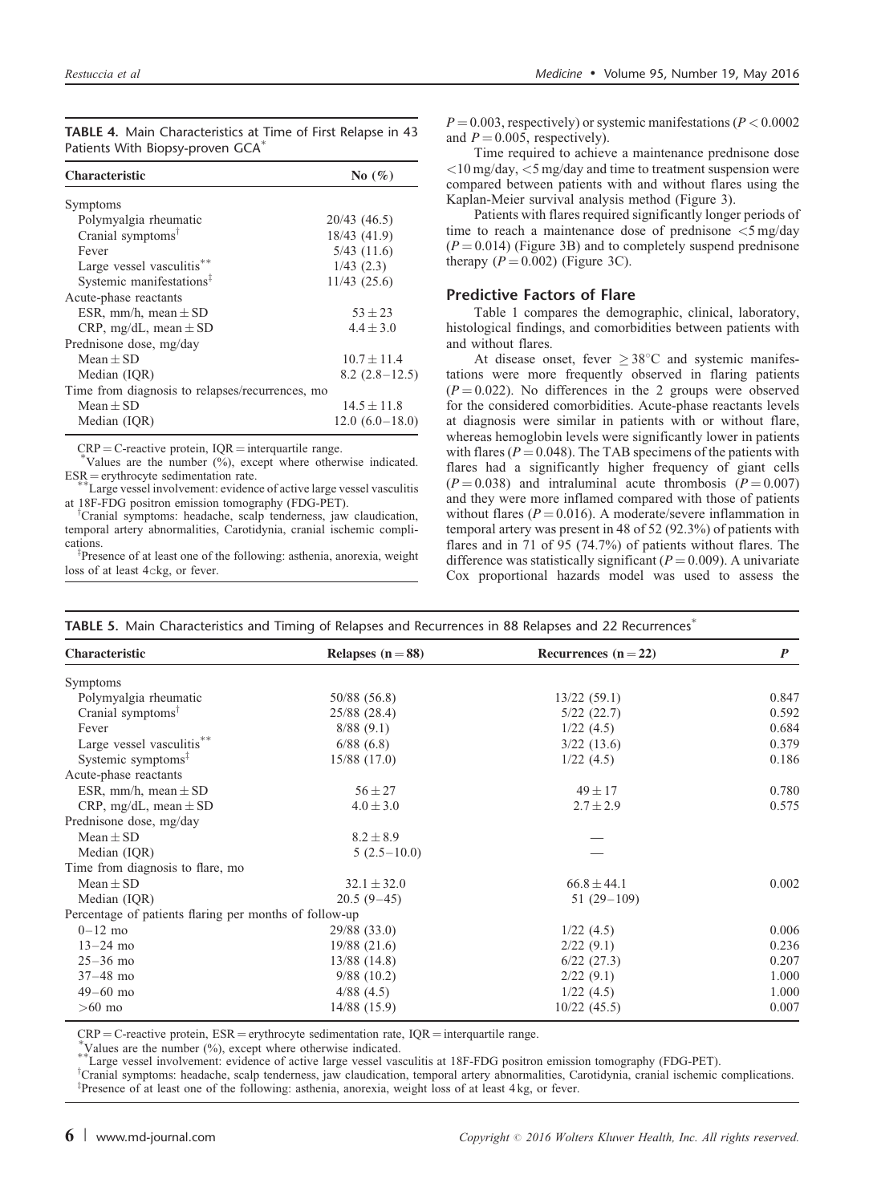**TABLE 4.** Main Characteristics at Time of First Relapse in 43 Patients With Biopsy-proven GCA*

| Characteristic | No (%) |
|---|---|
| Symptoms | |
| Polymyalgia rheumatic | 20/43 (46.5) |
| Cranial symptoms† | 18/43 (41.9) |
| Fever | 5/43 (11.6) |
| Large vessel vasculitis** | 1/43 (2.3) |
| Systemic manifestations‡ | 11/43 (25.6) |
| Acute-phase reactants | |
| ESR, mm/h, mean ± SD | 53 ± 23 |
| CRP, mg/dL, mean ± SD | 4.4 ± 3.0 |
| Prednisone dose, mg/day | |
| Mean ± SD | 10.7 ± 11.4 |
| Median (IQR) | 8.2 (2.8–12.5) |
| Time from diagnosis to relapses/recurrences, mo | |
| Mean ± SD | 14.5 ± 11.8 |
| Median (IQR) | 12.0 (6.0–18.0) |

CRP = C-reactive protein, IQR = interquartile range.
*Values are the number (%), except where otherwise indicated. ESR = erythrocyte sedimentation rate.
**Large vessel involvement: evidence of active large vessel vasculitis at 18F-FDG positron emission tomography (FDG-PET).
†Cranial symptoms: headache, scalp tenderness, jaw claudication, temporal artery abnormalities, Carotidynia, cranial ischemic complications.
‡Presence of at least one of the following: asthenia, anorexia, weight loss of at least 4ckg, or fever.

$P = 0.003$, respectively) or systemic manifestations ($P < 0.0002$ and $P = 0.005$, respectively).

Time required to achieve a maintenance prednisone dose <10 mg/day, <5 mg/day and time to treatment suspension were compared between patients with and without flares using the Kaplan-Meier survival analysis method (Figure 3).

Patients with flares required significantly longer periods of time to reach a maintenance dose of prednisone <5 mg/day ($P = 0.014$) (Figure 3B) and to completely suspend prednisone therapy ($P = 0.002$) (Figure 3C).

### Predictive Factors of Flare

Table 1 compares the demographic, clinical, laboratory, histological findings, and comorbidities between patients with and without flares.

At disease onset, fever ≥38°C and systemic manifestations were more frequently observed in flaring patients ($P = 0.022$). No differences in the 2 groups were observed for the considered comorbidities. Acute-phase reactants levels at diagnosis were similar in patients with or without flare, whereas hemoglobin levels were significantly lower in patients with flares ($P = 0.048$). The TAB specimens of the patients with flares had a significantly higher frequency of giant cells ($P = 0.038$) and intraluminal acute thrombosis ($P = 0.007$) and they were more inflamed compared with those of patients without flares ($P = 0.016$). A moderate/severe inflammation in temporal artery was present in 48 of 52 (92.3%) of patients with flares and in 71 of 95 (74.7%) of patients without flares. The difference was statistically significant ($P = 0.009$). A univariate Cox proportional hazards model was used to assess the

**TABLE 5.** Main Characteristics and Timing of Relapses and Recurrences in 88 Relapses and 22 Recurrences*

| Characteristic | Relapses (n = 88) | Recurrences (n = 22) | *P* |
|---|---|---|---|
| Symptoms | | | |
| Polymyalgia rheumatic | 50/88 (56.8) | 13/22 (59.1) | 0.847 |
| Cranial symptoms† | 25/88 (28.4) | 5/22 (22.7) | 0.592 |
| Fever | 8/88 (9.1) | 1/22 (4.5) | 0.684 |
| Large vessel vasculitis** | 6/88 (6.8) | 3/22 (13.6) | 0.379 |
| Systemic symptoms‡ | 15/88 (17.0) | 1/22 (4.5) | 0.186 |
| Acute-phase reactants | | | |
| ESR, mm/h, mean ± SD | 56 ± 27 | 49 ± 17 | 0.780 |
| CRP, mg/dL, mean ± SD | 4.0 ± 3.0 | 2.7 ± 2.9 | 0.575 |
| Prednisone dose, mg/day | | | |
| Mean ± SD | 8.2 ± 8.9 | — | |
| Median (IQR) | 5 (2.5–10.0) | — | |
| Time from diagnosis to flare, mo | | | |
| Mean ± SD | 32.1 ± 32.0 | 66.8 ± 44.1 | 0.002 |
| Median (IQR) | 20.5 (9–45) | 51 (29–109) | |
| Percentage of patients flaring per months of follow-up | | | |
| 0–12 mo | 29/88 (33.0) | 1/22 (4.5) | 0.006 |
| 13–24 mo | 19/88 (21.6) | 2/22 (9.1) | 0.236 |
| 25–36 mo | 13/88 (14.8) | 6/22 (27.3) | 0.207 |
| 37–48 mo | 9/88 (10.2) | 2/22 (9.1) | 1.000 |
| 49–60 mo | 4/88 (4.5) | 1/22 (4.5) | 1.000 |
| >60 mo | 14/88 (15.9) | 10/22 (45.5) | 0.007 |

CRP = C-reactive protein, ESR = erythrocyte sedimentation rate, IQR = interquartile range.
*Values are the number (%), except where otherwise indicated.
**Large vessel involvement: evidence of active large vessel vasculitis at 18F-FDG positron emission tomography (FDG-PET).
†Cranial symptoms: headache, scalp tenderness, jaw claudication, temporal artery abnormalities, Carotidynia, cranial ischemic complications.
‡Presence of at least one of the following: asthenia, anorexia, weight loss of at least 4 kg, or fever.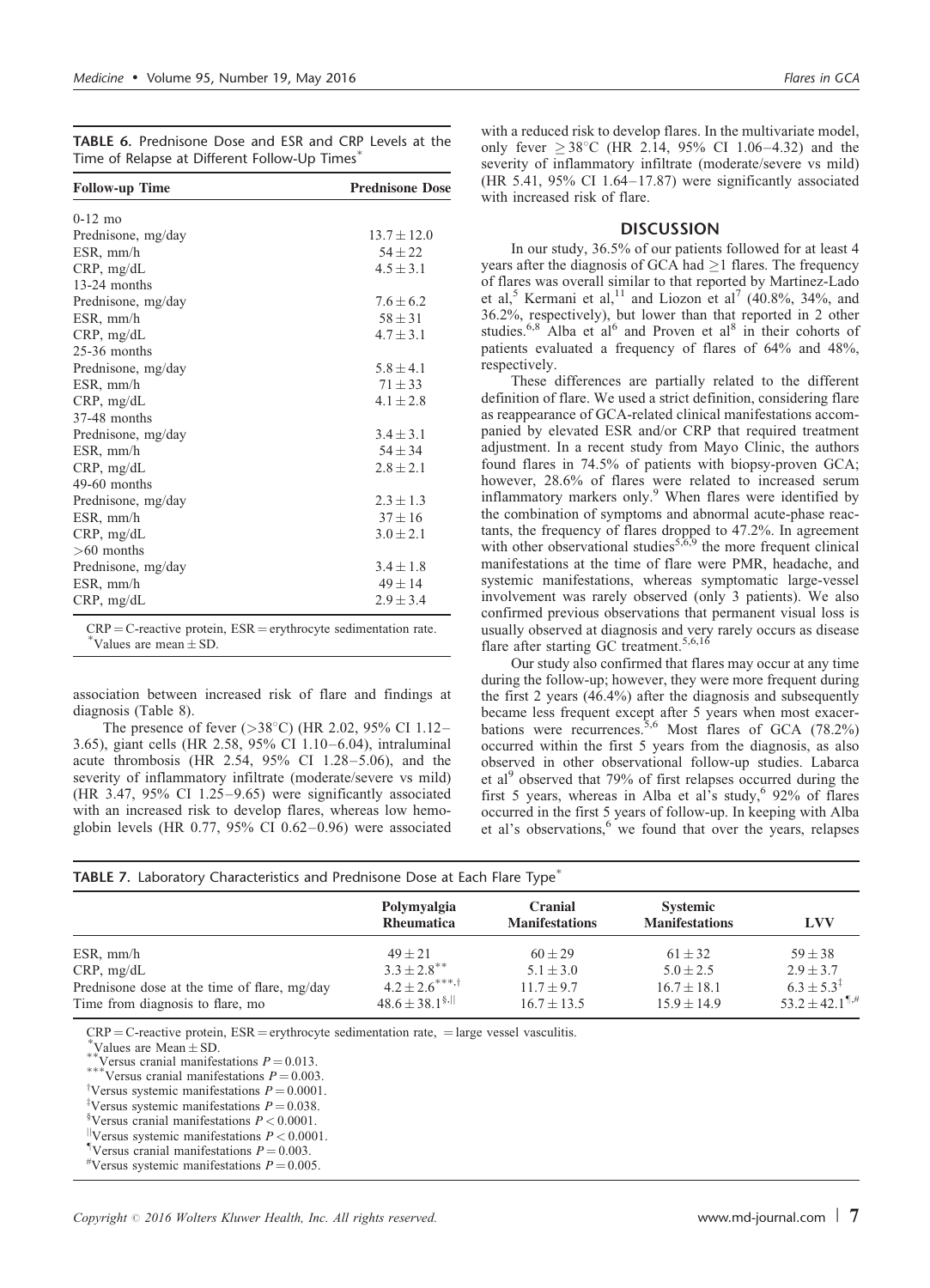**TABLE 6.** Prednisone Dose and ESR and CRP Levels at the Time of Relapse at Different Follow-Up Times*

| Follow-up Time | Prednisone Dose |
|---|---|
| 0-12 mo | |
| Prednisone, mg/day | 13.7 ± 12.0 |
| ESR, mm/h | 54 ± 22 |
| CRP, mg/dL | 4.5 ± 3.1 |
| 13-24 months | |
| Prednisone, mg/day | 7.6 ± 6.2 |
| ESR, mm/h | 58 ± 31 |
| CRP, mg/dL | 4.7 ± 3.1 |
| 25-36 months | |
| Prednisone, mg/day | 5.8 ± 4.1 |
| ESR, mm/h | 71 ± 33 |
| CRP, mg/dL | 4.1 ± 2.8 |
| 37-48 months | |
| Prednisone, mg/day | 3.4 ± 3.1 |
| ESR, mm/h | 54 ± 34 |
| CRP, mg/dL | 2.8 ± 2.1 |
| 49-60 months | |
| Prednisone, mg/day | 2.3 ± 1.3 |
| ESR, mm/h | 37 ± 16 |
| CRP, mg/dL | 3.0 ± 2.1 |
| >60 months | |
| Prednisone, mg/day | 3.4 ± 1.8 |
| ESR, mm/h | 49 ± 14 |
| CRP, mg/dL | 2.9 ± 3.4 |

CRP = C-reactive protein, ESR = erythrocyte sedimentation rate.
*Values are mean ± SD.

association between increased risk of flare and findings at diagnosis (Table 8).

The presence of fever (>38°C) (HR 2.02, 95% CI 1.12–3.65), giant cells (HR 2.58, 95% CI 1.10–6.04), intraluminal acute thrombosis (HR 2.54, 95% CI 1.28–5.06), and the severity of inflammatory infiltrate (moderate/severe vs mild) (HR 3.47, 95% CI 1.25–9.65) were significantly associated with an increased risk to develop flares, whereas low hemoglobin levels (HR 0.77, 95% CI 0.62–0.96) were associated with a reduced risk to develop flares. In the multivariate model, only fever ≥38°C (HR 2.14, 95% CI 1.06–4.32) and the severity of inflammatory infiltrate (moderate/severe vs mild) (HR 5.41, 95% CI 1.64–17.87) were significantly associated with increased risk of flare.

## DISCUSSION

In our study, 36.5% of our patients followed for at least 4 years after the diagnosis of GCA had ≥1 flares. The frequency of flares was overall similar to that reported by Martinez-Lado et al,[5] Kermani et al,[11] and Liozon et al[7] (40.8%, 34%, and 36.2%, respectively), but lower than that reported in 2 other studies.[6,8] Alba et al[6] and Proven et al[8] in their cohorts of patients evaluated a frequency of flares of 64% and 48%, respectively.

These differences are partially related to the different definition of flare. We used a strict definition, considering flare as reappearance of GCA-related clinical manifestations accompanied by elevated ESR and/or CRP that required treatment adjustment. In a recent study from Mayo Clinic, the authors found flares in 74.5% of patients with biopsy-proven GCA; however, 28.6% of flares were related to increased serum inflammatory markers only.[9] When flares were identified by the combination of symptoms and abnormal acute-phase reactants, the frequency of flares dropped to 47.2%. In agreement with other observational studies[5,6,9] the more frequent clinical manifestations at the time of flare were PMR, headache, and systemic manifestations, whereas symptomatic large-vessel involvement was rarely observed (only 3 patients). We also confirmed previous observations that permanent visual loss is usually observed at diagnosis and very rarely occurs as disease flare after starting GC treatment.[5,6,16]

Our study also confirmed that flares may occur at any time during the follow-up; however, they were more frequent during the first 2 years (46.4%) after the diagnosis and subsequently became less frequent except after 5 years when most exacerbations were recurrences.[5,6] Most flares of GCA (78.2%) occurred within the first 5 years from the diagnosis, as also observed in other observational follow-up studies. Labarca et al[9] observed that 79% of first relapses occurred during the first 5 years, whereas in Alba et al's study,[6] 92% of flares occurred in the first 5 years of follow-up. In keeping with Alba et al's observations,[6] we found that over the years, relapses

**TABLE 7.** Laboratory Characteristics and Prednisone Dose at Each Flare Type*

| | Polymyalgia Rheumatica | Cranial Manifestations | Systemic Manifestations | LVV |
|---|---|---|---|---|
| ESR, mm/h | 49 ± 21 | 60 ± 29 | 61 ± 32 | 59 ± 38 |
| CRP, mg/dL | 3.3 ± 2.8** | 5.1 ± 3.0 | 5.0 ± 2.5 | 2.9 ± 3.7 |
| Prednisone dose at the time of flare, mg/day | 4.2 ± 2.6***,† | 11.7 ± 9.7 | 16.7 ± 18.1 | 6.3 ± 5.3‡ |
| Time from diagnosis to flare, mo | 48.6 ± 38.1§,‖ | 16.7 ± 13.5 | 15.9 ± 14.9 | 53.2 ± 42.1¶,# |

CRP = C-reactive protein, ESR = erythrocyte sedimentation rate, = large vessel vasculitis.
*Values are Mean ± SD.
**Versus cranial manifestations $P = 0.013$.
***Versus cranial manifestations $P = 0.003$.
†Versus systemic manifestations $P = 0.0001$.
‡Versus systemic manifestations $P = 0.038$.
§Versus cranial manifestations $P < 0.0001$.
‖Versus systemic manifestations $P < 0.0001$.
¶Versus cranial manifestations $P = 0.003$.
#Versus systemic manifestations $P = 0.005$.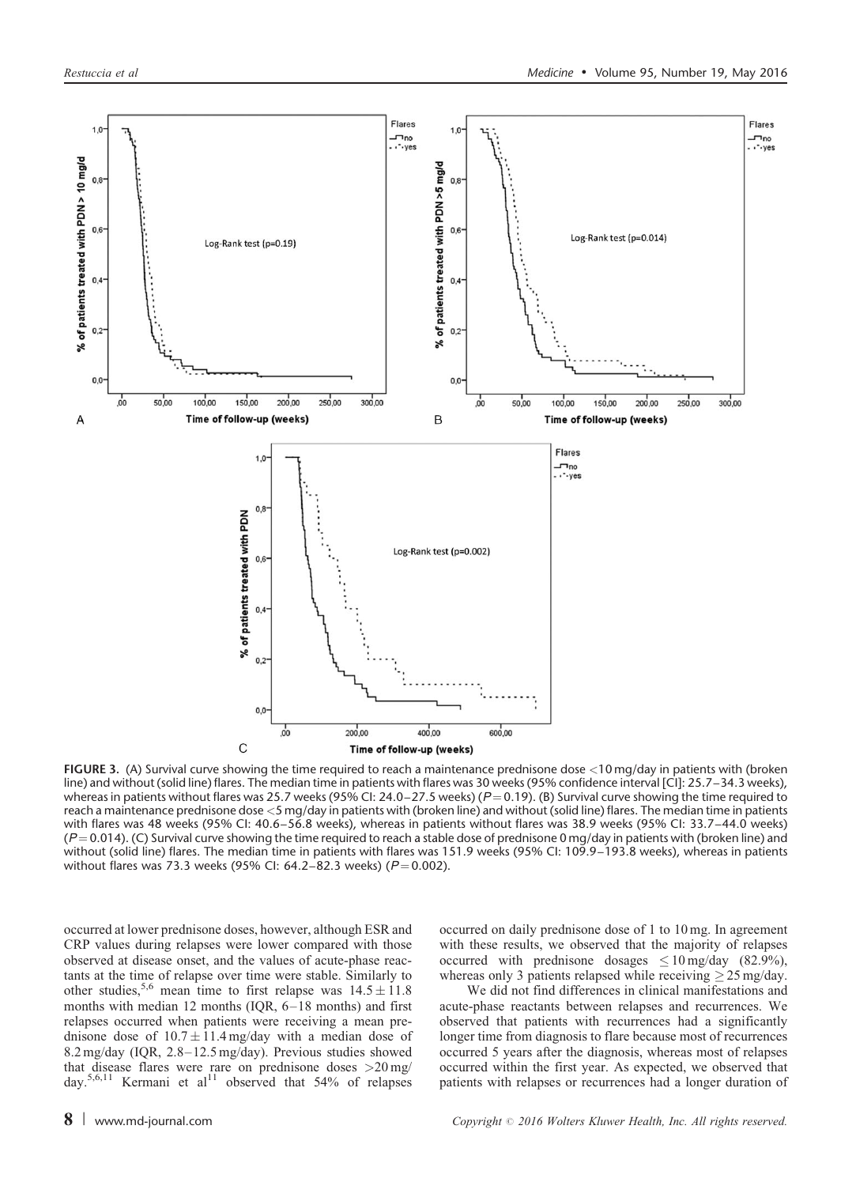FIGURE 3. (A) Survival curve showing the time required to reach a maintenance prednisone dose <10 mg/day in patients with (broken line) and without (solid line) flares. The median time in patients with flares was 30 weeks (95% confidence interval [CI]: 25.7–34.3 weeks), whereas in patients without flares was 25.7 weeks (95% CI: 24.0–27.5 weeks) ($P = 0.19$). (B) Survival curve showing the time required to reach a maintenance prednisone dose <5 mg/day in patients with (broken line) and without (solid line) flares. The median time in patients with flares was 48 weeks (95% CI: 40.6–56.8 weeks), whereas in patients without flares was 38.9 weeks (95% CI: 33.7–44.0 weeks) ($P = 0.014$). (C) Survival curve showing the time required to reach a stable dose of prednisone 0 mg/day in patients with (broken line) and without (solid line) flares. The median time in patients with flares was 151.9 weeks (95% CI: 109.9–193.8 weeks), whereas in patients without flares was 73.3 weeks (95% CI: 64.2–82.3 weeks) ($P = 0.002$).

occurred at lower prednisone doses, however, although ESR and CRP values during relapses were lower compared with those observed at disease onset, and the values of acute-phase reactants at the time of relapse over time were stable. Similarly to other studies,[5,6] mean time to first relapse was $14.5 \pm 11.8$ months with median 12 months (IQR, 6–18 months) and first relapses occurred when patients were receiving a mean prednisone dose of $10.7 \pm 11.4$ mg/day with a median dose of 8.2 mg/day (IQR, 2.8–12.5 mg/day). Previous studies showed that disease flares were rare on prednisone doses >20 mg/day.[5,6,11] Kermani et al[11] observed that 54% of relapses occurred on daily prednisone dose of 1 to 10 mg. In agreement with these results, we observed that the majority of relapses occurred with prednisone dosages $\leq 10$ mg/day (82.9%), whereas only 3 patients relapsed while receiving $\geq 25$ mg/day.

We did not find differences in clinical manifestations and acute-phase reactants between relapses and recurrences. We observed that patients with recurrences had a significantly longer time from diagnosis to flare because most of recurrences occurred 5 years after the diagnosis, whereas most of relapses occurred within the first year. As expected, we observed that patients with relapses or recurrences had a longer duration of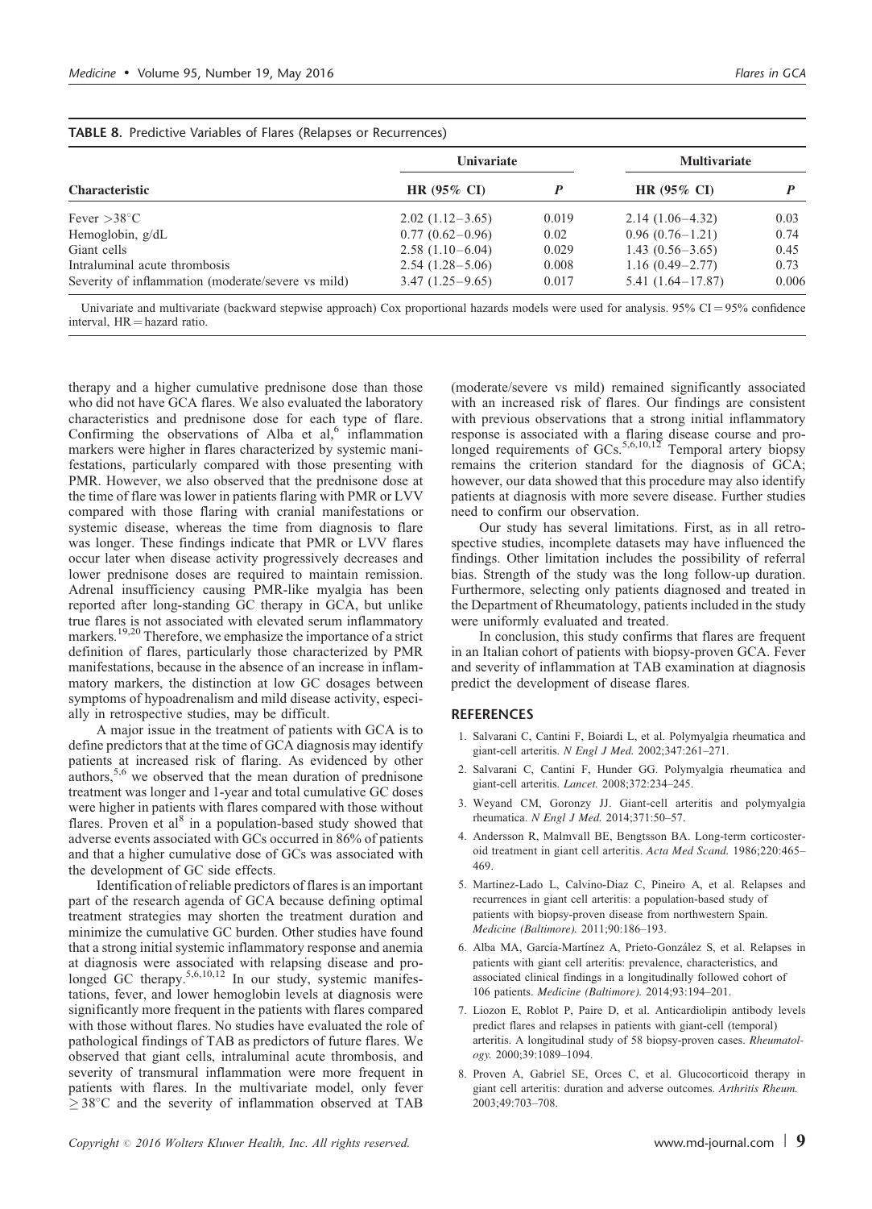**TABLE 8.** Predictive Variables of Flares (Relapses or Recurrences)

| Characteristic | Univariate | | Multivariate | |
|---|---|---|---|---|
| | HR (95% CI) | *P* | HR (95% CI) | *P* |
| Fever >38°C | 2.02 (1.12–3.65) | 0.019 | 2.14 (1.06–4.32) | 0.03 |
| Hemoglobin, g/dL | 0.77 (0.62–0.96) | 0.02 | 0.96 (0.76–1.21) | 0.74 |
| Giant cells | 2.58 (1.10–6.04) | 0.029 | 1.43 (0.56–3.65) | 0.45 |
| Intraluminal acute thrombosis | 2.54 (1.28–5.06) | 0.008 | 1.16 (0.49–2.77) | 0.73 |
| Severity of inflammation (moderate/severe vs mild) | 3.47 (1.25–9.65) | 0.017 | 5.41 (1.64–17.87) | 0.006 |

Univariate and multivariate (backward stepwise approach) Cox proportional hazards models were used for analysis. 95% CI = 95% confidence interval, HR = hazard ratio.

therapy and a higher cumulative prednisone dose than those who did not have GCA flares. We also evaluated the laboratory characteristics and prednisone dose for each type of flare. Confirming the observations of Alba et al,[6] inflammation markers were higher in flares characterized by systemic manifestations, particularly compared with those presenting with PMR. However, we also observed that the prednisone dose at the time of flare was lower in patients flaring with PMR or LVV compared with those flaring with cranial manifestations or systemic disease, whereas the time from diagnosis to flare was longer. These findings indicate that PMR or LVV flares occur later when disease activity progressively decreases and lower prednisone doses are required to maintain remission. Adrenal insufficiency causing PMR-like myalgia has been reported after long-standing GC therapy in GCA, but unlike true flares is not associated with elevated serum inflammatory markers.[19,20] Therefore, we emphasize the importance of a strict definition of flares, particularly those characterized by PMR manifestations, because in the absence of an increase in inflammatory markers, the distinction at low GC dosages between symptoms of hypoadrenalism and mild disease activity, especially in retrospective studies, may be difficult.

A major issue in the treatment of patients with GCA is to define predictors that at the time of GCA diagnosis may identify patients at increased risk of flaring. As evidenced by other authors,[5,6] we observed that the mean duration of prednisone treatment was longer and 1-year and total cumulative GC doses were higher in patients with flares compared with those without flares. Proven et al[8] in a population-based study showed that adverse events associated with GCs occurred in 86% of patients and that a higher cumulative dose of GCs was associated with the development of GC side effects.

Identification of reliable predictors of flares is an important part of the research agenda of GCA because defining optimal treatment strategies may shorten the treatment duration and minimize the cumulative GC burden. Other studies have found that a strong initial systemic inflammatory response and anemia at diagnosis were associated with relapsing disease and prolonged GC therapy.[5,6,10,12] In our study, systemic manifestations, fever, and lower hemoglobin levels at diagnosis were significantly more frequent in the patients with flares compared with those without flares. No studies have evaluated the role of pathological findings of TAB as predictors of future flares. We observed that giant cells, intraluminal acute thrombosis, and severity of transmural inflammation were more frequent in patients with flares. In the multivariate model, only fever ≥38°C and the severity of inflammation observed at TAB (moderate/severe vs mild) remained significantly associated with an increased risk of flares. Our findings are consistent with previous observations that a strong initial inflammatory response is associated with a flaring disease course and prolonged requirements of GCs.[5,6,10,12] Temporal artery biopsy remains the criterion standard for the diagnosis of GCA; however, our data showed that this procedure may also identify patients at diagnosis with more severe disease. Further studies need to confirm our observation.

Our study has several limitations. First, as in all retrospective studies, incomplete datasets may have influenced the findings. Other limitation includes the possibility of referral bias. Strength of the study was the long follow-up duration. Furthermore, selecting only patients diagnosed and treated in the Department of Rheumatology, patients included in the study were uniformly evaluated and treated.

In conclusion, this study confirms that flares are frequent in an Italian cohort of patients with biopsy-proven GCA. Fever and severity of inflammation at TAB examination at diagnosis predict the development of disease flares.

## REFERENCES

1. Salvarani C, Cantini F, Boiardi L, et al. Polymyalgia rheumatica and giant-cell arteritis. *N Engl J Med.* 2002;347:261–271.
2. Salvarani C, Cantini F, Hunder GG. Polymyalgia rheumatica and giant-cell arteritis. *Lancet.* 2008;372:234–245.
3. Weyand CM, Goronzy JJ. Giant-cell arteritis and polymyalgia rheumatica. *N Engl J Med.* 2014;371:50–57.
4. Andersson R, Malmvall BE, Bengtsson BA. Long-term corticosteroid treatment in giant cell arteritis. *Acta Med Scand.* 1986;220:465–469.
5. Martinez-Lado L, Calvino-Diaz C, Pineiro A, et al. Relapses and recurrences in giant cell arteritis: a population-based study of patients with biopsy-proven disease from northwestern Spain. *Medicine (Baltimore).* 2011;90:186–193.
6. Alba MA, García-Martínez A, Prieto-González S, et al. Relapses in patients with giant cell arteritis: prevalence, characteristics, and associated clinical findings in a longitudinally followed cohort of 106 patients. *Medicine (Baltimore).* 2014;93:194–201.
7. Liozon E, Roblot P, Paire D, et al. Anticardiolipin antibody levels predict flares and relapses in patients with giant-cell (temporal) arteritis. A longitudinal study of 58 biopsy-proven cases. *Rheumatology.* 2000;39:1089–1094.
8. Proven A, Gabriel SE, Orces C, et al. Glucocorticoid therapy in giant cell arteritis: duration and adverse outcomes. *Arthritis Rheum.* 2003;49:703–708.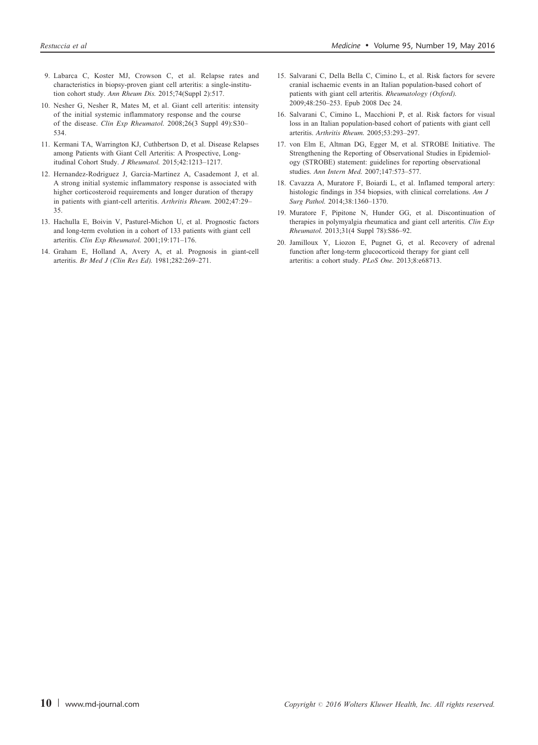9. Labarca C, Koster MJ, Crowson C, et al. Relapse rates and characteristics in biopsy-proven giant cell arteritis: a single-institution cohort study. *Ann Rheum Dis.* 2015;74(Suppl 2):517.

10. Nesher G, Nesher R, Mates M, et al. Giant cell arteritis: intensity of the initial systemic inflammatory response and the course of the disease. *Clin Exp Rheumatol.* 2008;26(3 Suppl 49):S30–534.

11. Kermani TA, Warrington KJ, Cuthbertson D, et al. Disease Relapses among Patients with Giant Cell Arteritis: A Prospective, Longitudinal Cohort Study. *J Rheumatol.* 2015;42:1213–1217.

12. Hernandez-Rodriguez J, Garcia-Martinez A, Casademont J, et al. A strong initial systemic inflammatory response is associated with higher corticosteroid requirements and longer duration of therapy in patients with giant-cell arteritis. *Arthritis Rheum.* 2002;47:29–35.

13. Hachulla E, Boivin V, Pasturel-Michon U, et al. Prognostic factors and long-term evolution in a cohort of 133 patients with giant cell arteritis. *Clin Exp Rheumatol.* 2001;19:171–176.

14. Graham E, Holland A, Avery A, et al. Prognosis in giant-cell arteritis. *Br Med J (Clin Res Ed).* 1981;282:269–271.

15. Salvarani C, Della Bella C, Cimino L, et al. Risk factors for severe cranial ischaemic events in an Italian population-based cohort of patients with giant cell arteritis. *Rheumatology (Oxford).* 2009;48:250–253. Epub 2008 Dec 24.

16. Salvarani C, Cimino L, Macchioni P, et al. Risk factors for visual loss in an Italian population-based cohort of patients with giant cell arteritis. *Arthritis Rheum.* 2005;53:293–297.

17. von Elm E, Altman DG, Egger M, et al. STROBE Initiative. The Strengthening the Reporting of Observational Studies in Epidemiology (STROBE) statement: guidelines for reporting observational studies. *Ann Intern Med.* 2007;147:573–577.

18. Cavazza A, Muratore F, Boiardi L, et al. Inflamed temporal artery: histologic findings in 354 biopsies, with clinical correlations. *Am J Surg Pathol.* 2014;38:1360–1370.

19. Muratore F, Pipitone N, Hunder GG, et al. Discontinuation of therapies in polymyalgia rheumatica and giant cell arteritis. *Clin Exp Rheumatol.* 2013;31(4 Suppl 78):S86–92.

20. Jamilloux Y, Liozon E, Pugnet G, et al. Recovery of adrenal function after long-term glucocorticoid therapy for giant cell arteritis: a cohort study. *PLoS One.* 2013;8:e68713.